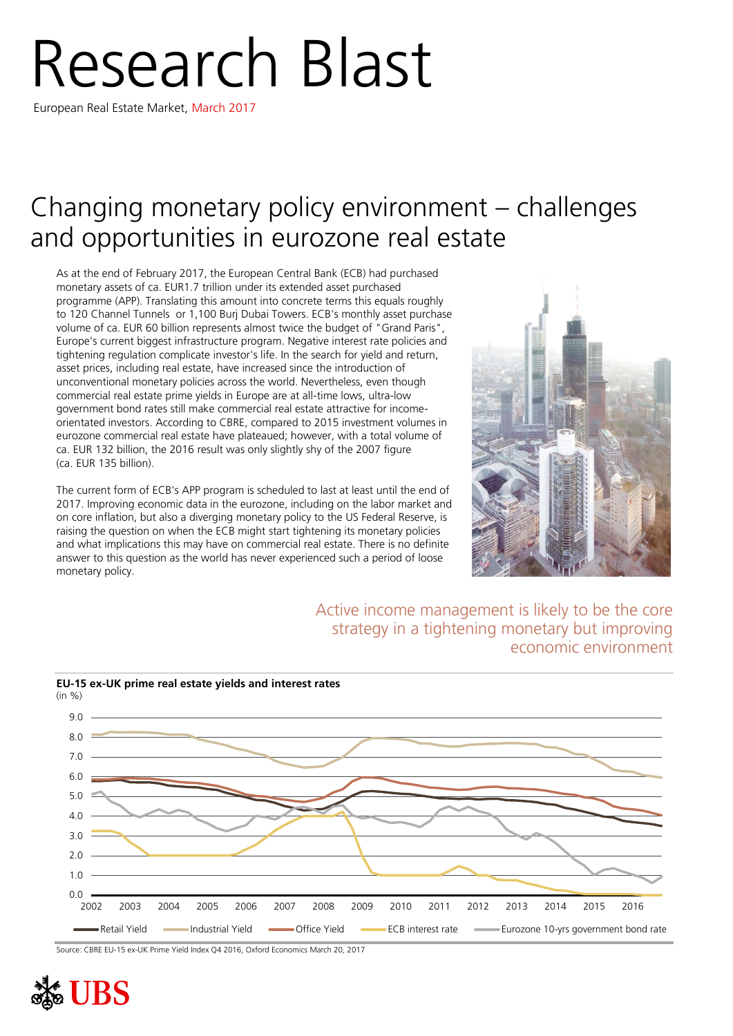# Research Blast

European Real Estate Market, March 2017

## Changing monetary policy environment – challenges and opportunities in eurozone real estate

As at the end of February 2017, the European Central Bank (ECB) had purchased monetary assets of ca. EUR1.7 trillion under its extended asset purchased programme (APP). Translating this amount into concrete terms this equals roughly to 120 Channel Tunnels  or 1,100 Burj Dubai Towers. ECB's monthly asset purchase volume of ca. EUR 60 billion represents almost twice the budget of "Grand Paris", Europe's current biggest infrastructure program. Negative interest rate policies and tightening regulation complicate investor's life. In the search for yield and return, asset prices, including real estate, have increased since the introduction of unconventional monetary policies across the world. Nevertheless, even though commercial real estate prime yields in Europe are at all-time lows, ultra-low government bond rates still make commercial real estate attractive for income-orientated investors. According to CBRE, compared to 2015 investment volumes in eurozone commercial real estate have plateaued; however, with a total volume of ca. EUR 132 billion, the 2016 result was only slightly shy of the 2007 figure (ca. EUR 135 billion).

The current form of ECB's APP program is scheduled to last at least until the end of 2017. Improving economic data in the eurozone, including on the labor market and on core inflation, but also a diverging monetary policy to the US Federal Reserve, is raising the question on when the ECB might start tightening its monetary policies and what implications this may have on commercial real estate. There is no definite answer to this question as the world has never experienced such a period of loose monetary policy.

Active income management is likely to be the core strategy in a tightening monetary but improving economic environment

**EU-15 ex-UK prime real estate yields and interest rates**
(in %)

Legend: Retail Yield, Industrial Yield, Office Yield, ECB interest rate, Eurozone 10-yrs government bond rate

Source: CBRE EU-15 ex-UK Prime Yield Index Q4 2016, Oxford Economics March 20, 2017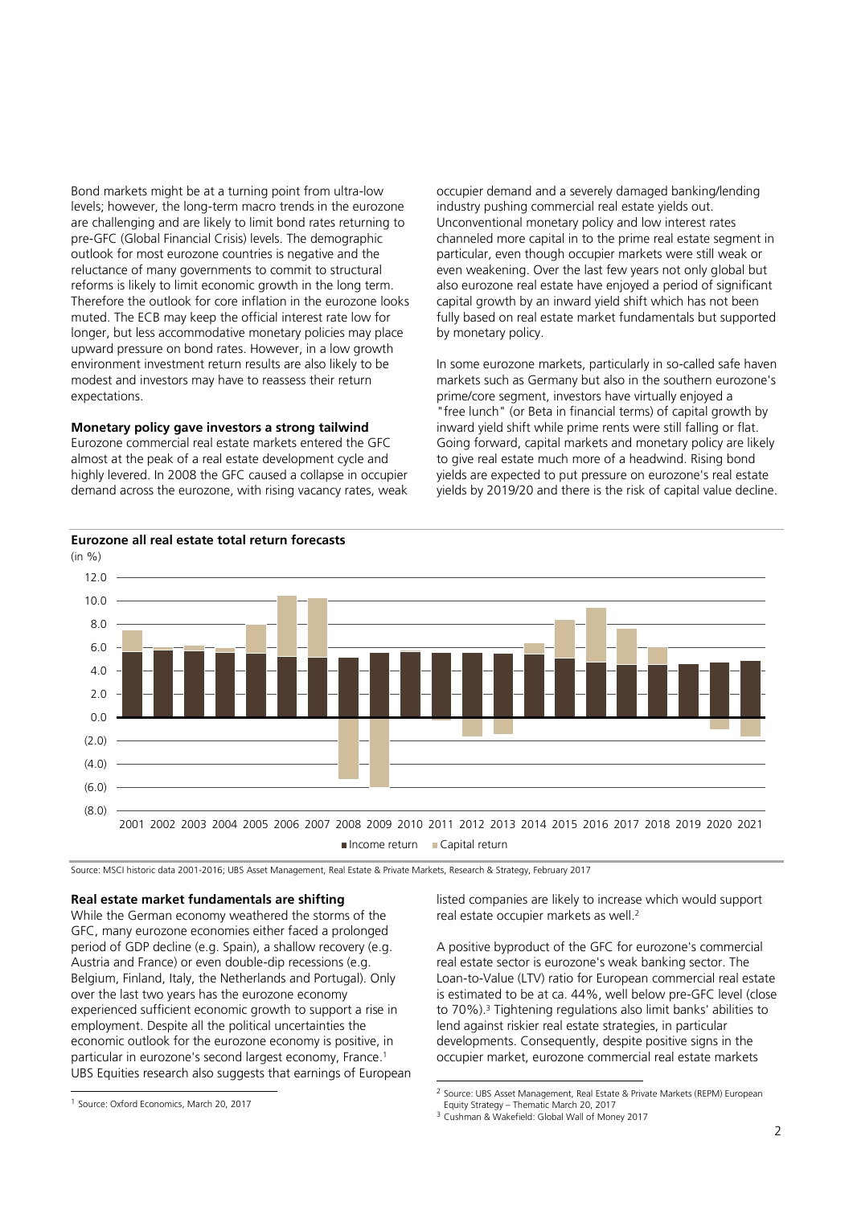Bond markets might be at a turning point from ultra-low levels; however, the long-term macro trends in the eurozone are challenging and are likely to limit bond rates returning to pre-GFC (Global Financial Crisis) levels. The demographic outlook for most eurozone countries is negative and the reluctance of many governments to commit to structural reforms is likely to limit economic growth in the long term. Therefore the outlook for core inflation in the eurozone looks muted. The ECB may keep the official interest rate low for longer, but less accommodative monetary policies may place upward pressure on bond rates. However, in a low growth environment investment return results are also likely to be modest and investors may have to reassess their return expectations.

**Monetary policy gave investors a strong tailwind**

Eurozone commercial real estate markets entered the GFC almost at the peak of a real estate development cycle and highly levered. In 2008 the GFC caused a collapse in occupier demand across the eurozone, with rising vacancy rates, weak occupier demand and a severely damaged banking/lending industry pushing commercial real estate yields out. Unconventional monetary policy and low interest rates channeled more capital in to the prime real estate segment in particular, even though occupier markets were still weak or even weakening. Over the last few years not only global but also eurozone real estate have enjoyed a period of significant capital growth by an inward yield shift which has not been fully based on real estate market fundamentals but supported by monetary policy.

In some eurozone markets, particularly in so-called safe haven markets such as Germany but also in the southern eurozone's prime/core segment, investors have virtually enjoyed a "free lunch" (or Beta in financial terms) of capital growth by inward yield shift while prime rents were still falling or flat. Going forward, capital markets and monetary policy are likely to give real estate much more of a headwind. Rising bond yields are expected to put pressure on eurozone's real estate yields by 2019/20 and there is the risk of capital value decline.

**Eurozone all real estate total return forecasts**

(in %)

Source: MSCI historic data 2001-2016; UBS Asset Management, Real Estate & Private Markets, Research & Strategy, February 2017

**Real estate market fundamentals are shifting**

While the German economy weathered the storms of the GFC, many eurozone economies either faced a prolonged period of GDP decline (e.g. Spain), a shallow recovery (e.g. Austria and France) or even double-dip recessions (e.g. Belgium, Finland, Italy, the Netherlands and Portugal). Only over the last two years has the eurozone economy experienced sufficient economic growth to support a rise in employment. Despite all the political uncertainties the economic outlook for the eurozone economy is positive, in particular in eurozone's second largest economy, France.[1] UBS Equities research also suggests that earnings of European listed companies are likely to increase which would support real estate occupier markets as well.[2]

A positive byproduct of the GFC for eurozone's commercial real estate sector is eurozone's weak banking sector. The Loan-to-Value (LTV) ratio for European commercial real estate is estimated to be at ca. 44%, well below pre-GFC level (close to 70%).[3] Tightening regulations also limit banks' abilities to lend against riskier real estate strategies, in particular developments. Consequently, despite positive signs in the occupier market, eurozone commercial real estate markets

[1] Source: Oxford Economics, March 20, 2017

[2] Source: UBS Asset Management, Real Estate & Private Markets (REPM) European Equity Strategy – Thematic March 20, 2017

[3] Cushman & Wakefield: Global Wall of Money 2017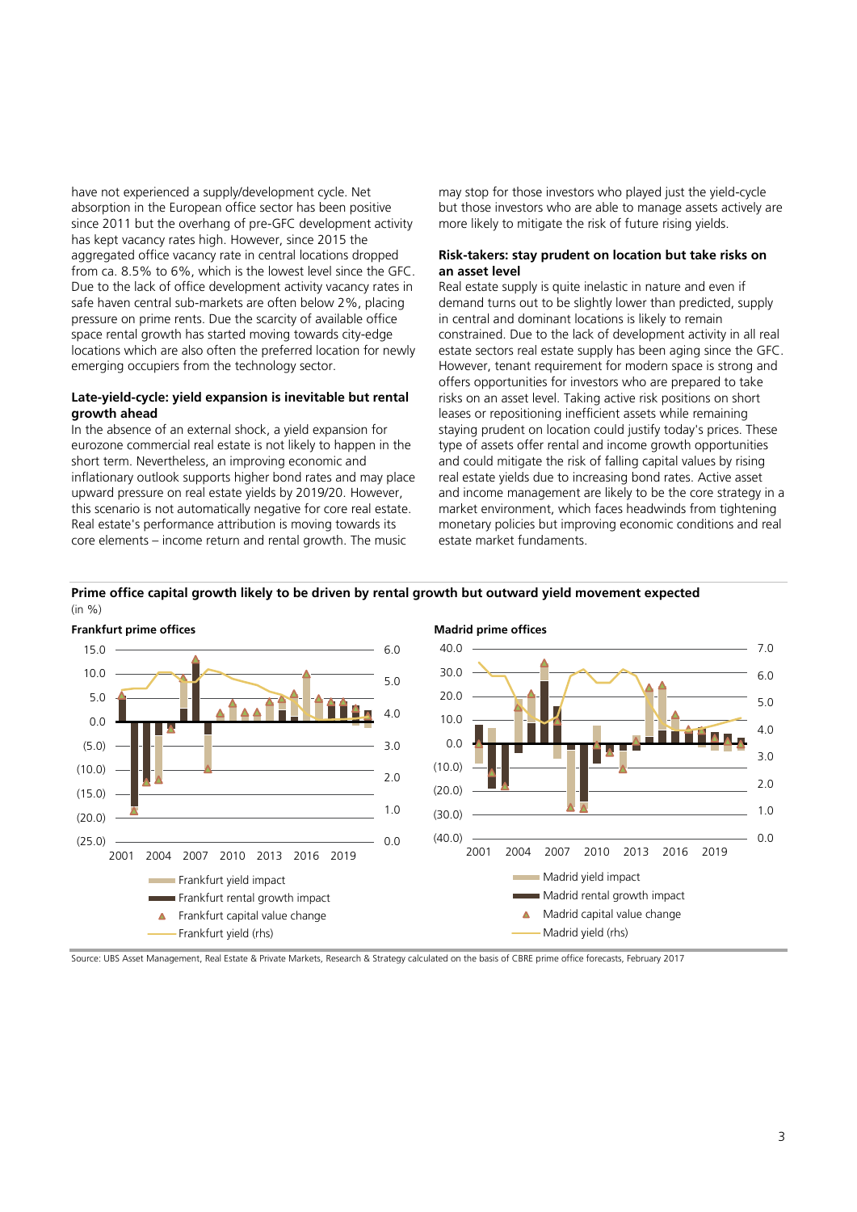have not experienced a supply/development cycle. Net absorption in the European office sector has been positive since 2011 but the overhang of pre-GFC development activity has kept vacancy rates high. However, since 2015 the aggregated office vacancy rate in central locations dropped from ca. 8.5% to 6%, which is the lowest level since the GFC. Due to the lack of office development activity vacancy rates in safe haven central sub-markets are often below 2%, placing pressure on prime rents. Due the scarcity of available office space rental growth has started moving towards city-edge locations which are also often the preferred location for newly emerging occupiers from the technology sector.

**Late-yield-cycle: yield expansion is inevitable but rental growth ahead**

In the absence of an external shock, a yield expansion for eurozone commercial real estate is not likely to happen in the short term. Nevertheless, an improving economic and inflationary outlook supports higher bond rates and may place upward pressure on real estate yields by 2019/20. However, this scenario is not automatically negative for core real estate. Real estate's performance attribution is moving towards its core elements – income return and rental growth. The music may stop for those investors who played just the yield-cycle but those investors who are able to manage assets actively are more likely to mitigate the risk of future rising yields.

**Risk-takers: stay prudent on location but take risks on an asset level**

Real estate supply is quite inelastic in nature and even if demand turns out to be slightly lower than predicted, supply in central and dominant locations is likely to remain constrained. Due to the lack of development activity in all real estate sectors real estate supply has been aging since the GFC. However, tenant requirement for modern space is strong and offers opportunities for investors who are prepared to take risks on an asset level. Taking active risk positions on short leases or repositioning inefficient assets while remaining staying prudent on location could justify today's prices. These type of assets offer rental and income growth opportunities and could mitigate the risk of falling capital values by rising real estate yields due to increasing bond rates. Active asset and income management are likely to be the core strategy in a market environment, which faces headwinds from tightening monetary policies but improving economic conditions and real estate market fundaments.

**Prime office capital growth likely to be driven by rental growth but outward yield movement expected**
(in %)

**Frankfurt prime offices**

Legend: Frankfurt yield impact; Frankfurt rental growth impact; Frankfurt capital value change; Frankfurt yield (rhs)

**Madrid prime offices**

Legend: Madrid yield impact; Madrid rental growth impact; Madrid capital value change; Madrid yield (rhs)

Source: UBS Asset Management, Real Estate & Private Markets, Research & Strategy calculated on the basis of CBRE prime office forecasts, February 2017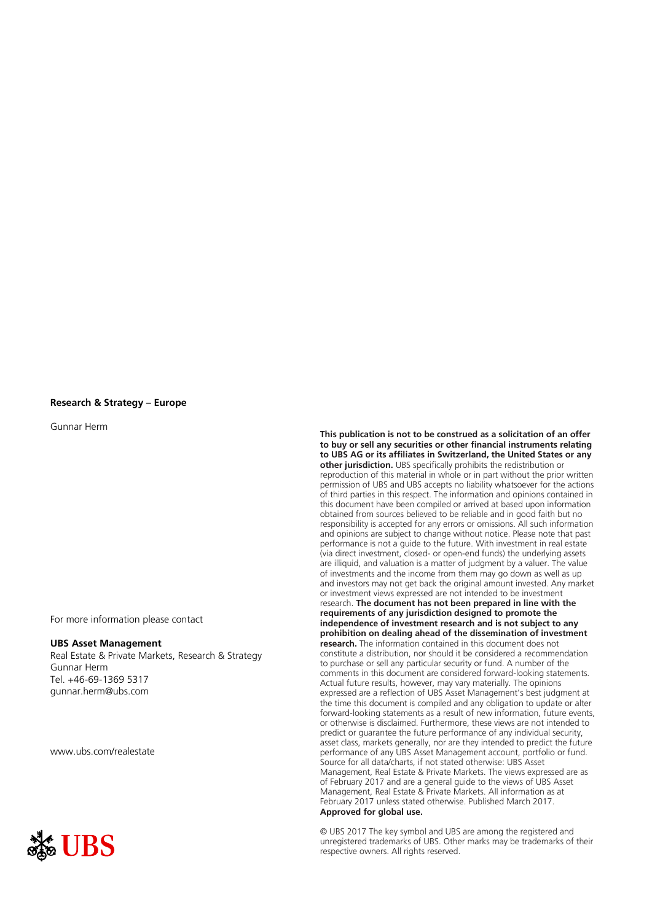**Research & Strategy – Europe**

Gunnar Herm

For more information please contact

**UBS Asset Management**
Real Estate & Private Markets, Research & Strategy
Gunnar Herm
Tel. +46-69-1369 5317
gunnar.herm@ubs.com

www.ubs.com/realestate

**This publication is not to be construed as a solicitation of an offer to buy or sell any securities or other financial instruments relating to UBS AG or its affiliates in Switzerland, the United States or any other jurisdiction.** UBS specifically prohibits the redistribution or reproduction of this material in whole or in part without the prior written permission of UBS and UBS accepts no liability whatsoever for the actions of third parties in this respect. The information and opinions contained in this document have been compiled or arrived at based upon information obtained from sources believed to be reliable and in good faith but no responsibility is accepted for any errors or omissions. All such information and opinions are subject to change without notice. Please note that past performance is not a guide to the future. With investment in real estate (via direct investment, closed- or open-end funds) the underlying assets are illiquid, and valuation is a matter of judgment by a valuer. The value of investments and the income from them may go down as well as up and investors may not get back the original amount invested. Any market or investment views expressed are not intended to be investment research. **The document has not been prepared in line with the requirements of any jurisdiction designed to promote the independence of investment research and is not subject to any prohibition on dealing ahead of the dissemination of investment research.** The information contained in this document does not constitute a distribution, nor should it be considered a recommendation to purchase or sell any particular security or fund. A number of the comments in this document are considered forward-looking statements. Actual future results, however, may vary materially. The opinions expressed are a reflection of UBS Asset Management's best judgment at the time this document is compiled and any obligation to update or alter forward-looking statements as a result of new information, future events, or otherwise is disclaimed. Furthermore, these views are not intended to predict or guarantee the future performance of any individual security, asset class, markets generally, nor are they intended to predict the future performance of any UBS Asset Management account, portfolio or fund. Source for all data/charts, if not stated otherwise: UBS Asset Management, Real Estate & Private Markets. The views expressed are as of February 2017 and are a general guide to the views of UBS Asset Management, Real Estate & Private Markets. All information as at February 2017 unless stated otherwise. Published March 2017.
**Approved for global use.**

© UBS 2017 The key symbol and UBS are among the registered and unregistered trademarks of UBS. Other marks may be trademarks of their respective owners. All rights reserved.